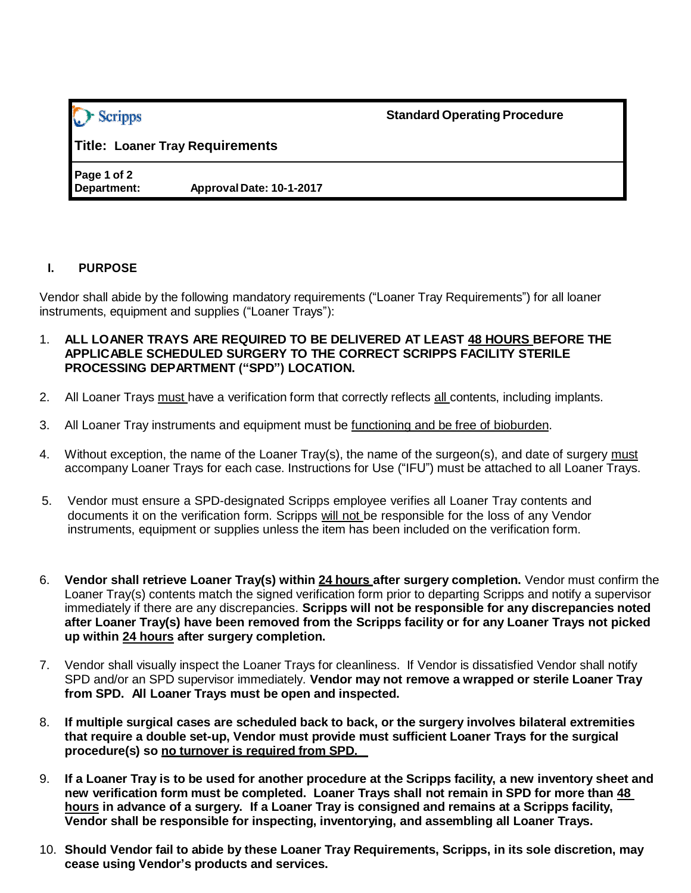Scripps

**Standard Operating Procedure**

**Title: Loaner Tray Requirements**

**Department:** **Approval Date: 10-1-2017**

## I. PURPOSE

Vendor shall abide by the following mandatory requirements ("Loaner Tray Requirements") for all loaner instruments, equipment and supplies ("Loaner Trays"):

1. **ALL LOANER TRAYS ARE REQUIRED TO BE DELIVERED AT LEAST 48 HOURS BEFORE THE APPLICABLE SCHEDULED SURGERY TO THE CORRECT SCRIPPS FACILITY STERILE PROCESSING DEPARTMENT ("SPD") LOCATION.**

2. All Loaner Trays must have a verification form that correctly reflects all contents, including implants.

3. All Loaner Tray instruments and equipment must be functioning and be free of bioburden.

4. Without exception, the name of the Loaner Tray(s), the name of the surgeon(s), and date of surgery must accompany Loaner Trays for each case. Instructions for Use ("IFU") must be attached to all Loaner Trays.

5. Vendor must ensure a SPD-designated Scripps employee verifies all Loaner Tray contents and documents it on the verification form. Scripps will not be responsible for the loss of any Vendor instruments, equipment or supplies unless the item has been included on the verification form.

6. **Vendor shall retrieve Loaner Tray(s) within 24 hours after surgery completion.** Vendor must confirm the Loaner Tray(s) contents match the signed verification form prior to departing Scripps and notify a supervisor immediately if there are any discrepancies. **Scripps will not be responsible for any discrepancies noted after Loaner Tray(s) have been removed from the Scripps facility or for any Loaner Trays not picked up within 24 hours after surgery completion.**

7. Vendor shall visually inspect the Loaner Trays for cleanliness. If Vendor is dissatisfied Vendor shall notify SPD and/or an SPD supervisor immediately. **Vendor may not remove a wrapped or sterile Loaner Tray from SPD. All Loaner Trays must be open and inspected.**

8. **If multiple surgical cases are scheduled back to back, or the surgery involves bilateral extremities that require a double set-up, Vendor must provide must sufficient Loaner Trays for the surgical procedure(s) so no turnover is required from SPD.**

9. **If a Loaner Tray is to be used for another procedure at the Scripps facility, a new inventory sheet and new verification form must be completed. Loaner Trays shall not remain in SPD for more than 48 hours in advance of a surgery. If a Loaner Tray is consigned and remains at a Scripps facility, Vendor shall be responsible for inspecting, inventorying, and assembling all Loaner Trays.**

10. **Should Vendor fail to abide by these Loaner Tray Requirements, Scripps, in its sole discretion, may cease using Vendor's products and services.**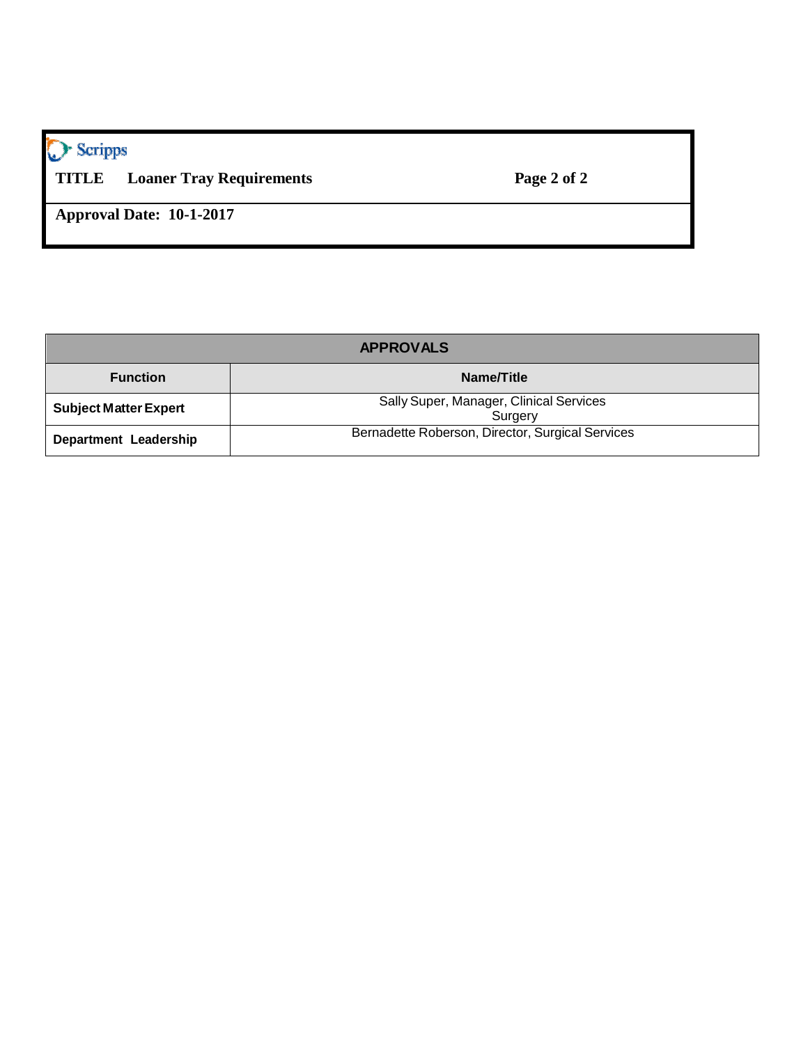| APPROVALS | |
|---|---|
| **Function** | **Name/Title** |
| **Subject Matter Expert** | Sally Super, Manager, Clinical Services Surgery |
| **Department Leadership** | Bernadette Roberson, Director, Surgical Services |